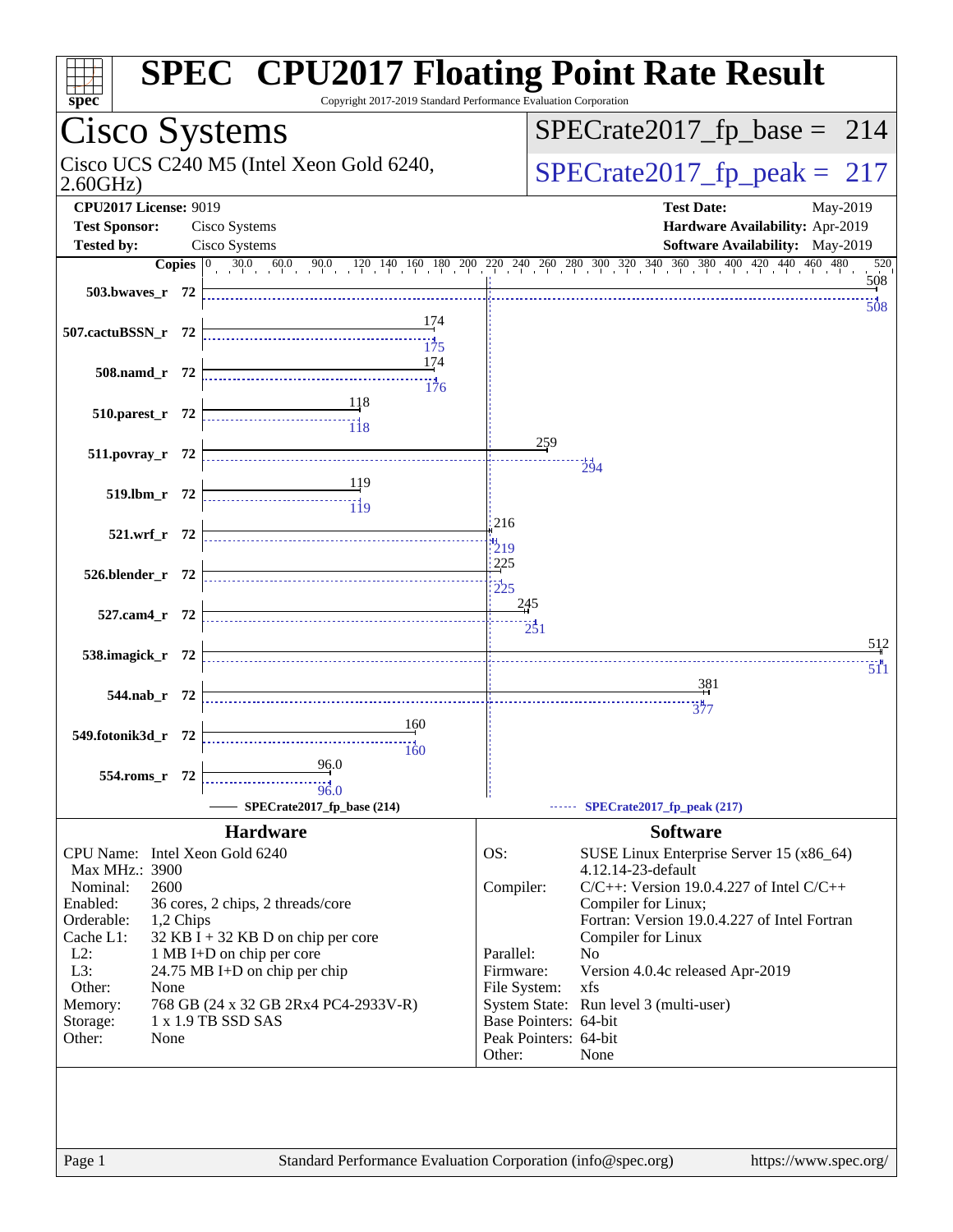# SPEC CPU2017 Floating Point Rate Result

Copyright 2017-2019 Standard Performance Evaluation Corporation

## Cisco Systems

Cisco UCS C240 M5 (Intel Xeon Gold 6240, 2.60GHz)

SPECrate2017_fp_base = 214

SPECrate2017_fp_peak = 217

**CPU2017 License:** 9019
**Test Sponsor:** Cisco Systems
**Tested by:** Cisco Systems

**Test Date:** May-2019
**Hardware Availability:** Apr-2019
**Software Availability:** May-2019

| Benchmark | Copies | Base | Peak |
|---|---|---|---|
| 503.bwaves_r | 72 | 508 | 508 |
| 507.cactuBSSN_r | 72 | 174 | 175 |
| 508.namd_r | 72 | 174 | 176 |
| 510.parest_r | 72 | 118 | 118 |
| 511.povray_r | 72 | 259 | 294 |
| 519.lbm_r | 72 | 119 | 119 |
| 521.wrf_r | 72 | 216 | 219 |
| 526.blender_r | 72 | 225 | 225 |
| 527.cam4_r | 72 | 245 | 251 |
| 538.imagick_r | 72 | 512 | 511 |
| 544.nab_r | 72 | 381 | 377 |
| 549.fotonik3d_r | 72 | 160 | 160 |
| 554.roms_r | 72 | 96.0 | 96.0 |

SPECrate2017_fp_base (214) — SPECrate2017_fp_peak (217)

### Hardware

| | |
|---|---|
| CPU Name: | Intel Xeon Gold 6240 |
| Max MHz.: | 3900 |
| Nominal: | 2600 |
| Enabled: | 36 cores, 2 chips, 2 threads/core |
| Orderable: | 1,2 Chips |
| Cache L1: | 32 KB I + 32 KB D on chip per core |
| L2: | 1 MB I+D on chip per core |
| L3: | 24.75 MB I+D on chip per chip |
| Other: | None |
| Memory: | 768 GB (24 x 32 GB 2Rx4 PC4-2933V-R) |
| Storage: | 1 x 1.9 TB SSD SAS |
| Other: | None |

### Software

| | |
|---|---|
| OS: | SUSE Linux Enterprise Server 15 (x86_64) 4.12.14-23-default |
| Compiler: | C/C++: Version 19.0.4.227 of Intel C/C++ Compiler for Linux; Fortran: Version 19.0.4.227 of Intel Fortran Compiler for Linux |
| Parallel: | No |
| Firmware: | Version 4.0.4c released Apr-2019 |
| File System: | xfs |
| System State: | Run level 3 (multi-user) |
| Base Pointers: | 64-bit |
| Peak Pointers: | 64-bit |
| Other: | None |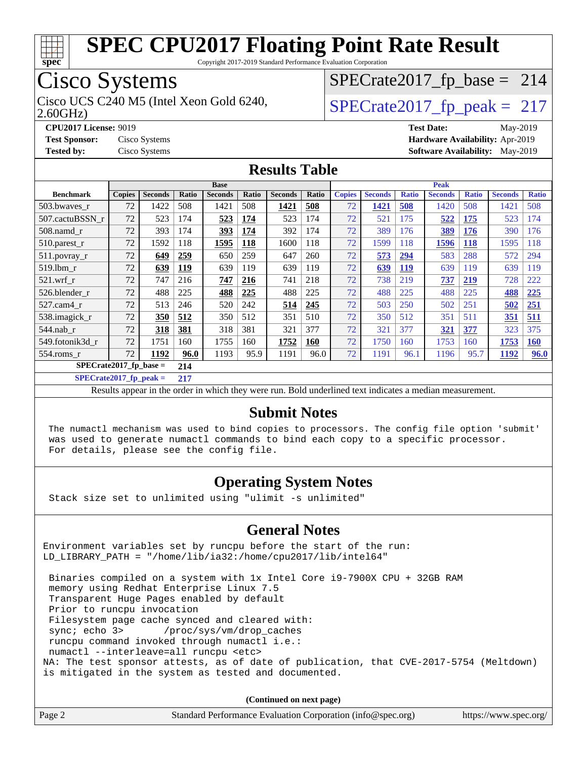# SPEC CPU2017 Floating Point Rate Result

Copyright 2017-2019 Standard Performance Evaluation Corporation

## Cisco Systems

Cisco UCS C240 M5 (Intel Xeon Gold 6240, 2.60GHz)

SPECrate2017_fp_base = 214

SPECrate2017_fp_peak = 217

**CPU2017 License:** 9019
**Test Sponsor:** Cisco Systems
**Tested by:** Cisco Systems

**Test Date:** May-2019
**Hardware Availability:** Apr-2019
**Software Availability:** May-2019

## Results Table

| Benchmark | Base | | | | | | | Peak | | | | | | |
|---|---|---|---|---|---|---|---|---|---|---|---|---|---|---|
| | Copies | Seconds | Ratio | Seconds | Ratio | Seconds | Ratio | Copies | Seconds | Ratio | Seconds | Ratio | Seconds | Ratio |
| 503.bwaves_r | 72 | 1422 | 508 | 1421 | 508 | **1421** | **508** | 72 | **1421** | **508** | 1420 | 508 | 1421 | 508 |
| 507.cactuBSSN_r | 72 | 523 | 174 | **523** | **174** | 523 | 174 | 72 | 521 | 175 | **522** | **175** | 523 | 174 |
| 508.namd_r | 72 | 393 | 174 | **393** | **174** | 392 | 174 | 72 | 389 | 176 | **389** | **176** | 390 | 176 |
| 510.parest_r | 72 | 1592 | 118 | **1595** | **118** | 1600 | 118 | 72 | 1599 | 118 | **1596** | **118** | 1595 | 118 |
| 511.povray_r | 72 | **649** | **259** | 650 | 259 | 647 | 260 | 72 | **573** | **294** | 583 | 288 | 572 | 294 |
| 519.lbm_r | 72 | **639** | **119** | 639 | 119 | 639 | 119 | 72 | **639** | **119** | 639 | 119 | 639 | 119 |
| 521.wrf_r | 72 | 747 | 216 | **747** | **216** | 741 | 218 | 72 | 738 | 219 | **737** | **219** | 728 | 222 |
| 526.blender_r | 72 | 488 | 225 | **488** | **225** | 488 | 225 | 72 | 488 | 225 | 488 | 225 | **488** | **225** |
| 527.cam4_r | 72 | 513 | 246 | 520 | 242 | **514** | **245** | 72 | 503 | 250 | 502 | 251 | **502** | **251** |
| 538.imagick_r | 72 | **350** | **512** | 350 | 512 | 351 | 510 | 72 | 350 | 512 | 351 | 511 | **351** | **511** |
| 544.nab_r | 72 | **318** | **381** | 318 | 381 | 321 | 377 | 72 | 321 | 377 | **321** | **377** | 323 | 375 |
| 549.fotonik3d_r | 72 | 1751 | 160 | 1755 | 160 | **1752** | **160** | 72 | 1750 | 160 | 1753 | 160 | **1753** | **160** |
| 554.roms_r | 72 | **1192** | **96.0** | 1193 | 95.9 | 1191 | 96.0 | 72 | 1191 | 96.1 | 1196 | 95.7 | **1192** | **96.0** |

**SPECrate2017_fp_base = 214**

**SPECrate2017_fp_peak = 217**

Results appear in the order in which they were run. Bold underlined text indicates a median measurement.

## Submit Notes

```
The numactl mechanism was used to bind copies to processors. The config file option 'submit'
was used to generate numactl commands to bind each copy to a specific processor.
For details, please see the config file.
```

## Operating System Notes

```
Stack size set to unlimited using "ulimit -s unlimited"
```

## General Notes

```
Environment variables set by runcpu before the start of the run:
LD_LIBRARY_PATH = "/home/lib/ia32:/home/cpu2017/lib/intel64"

 Binaries compiled on a system with 1x Intel Core i9-7900X CPU + 32GB RAM
 memory using Redhat Enterprise Linux 7.5
 Transparent Huge Pages enabled by default
 Prior to runcpu invocation
 Filesystem page cache synced and cleared with:
 sync; echo 3>       /proc/sys/vm/drop_caches
 runcpu command invoked through numactl i.e.:
 numactl --interleave=all runcpu <etc>
NA: The test sponsor attests, as of date of publication, that CVE-2017-5754 (Meltdown)
is mitigated in the system as tested and documented.
```

**(Continued on next page)**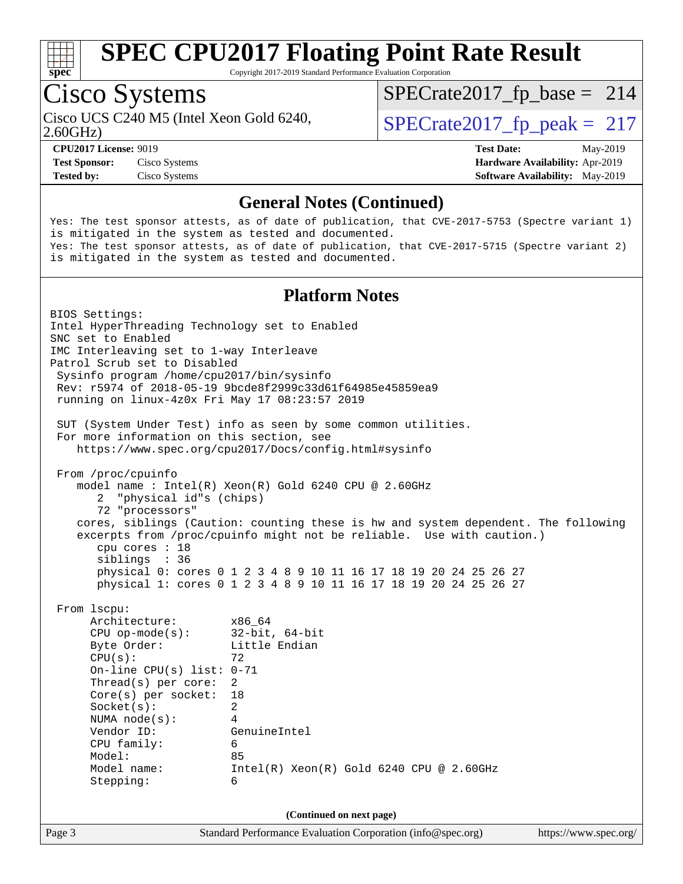# SPEC CPU2017 Floating Point Rate Result

Copyright 2017-2019 Standard Performance Evaluation Corporation

## Cisco Systems

Cisco UCS C240 M5 (Intel Xeon Gold 6240, 2.60GHz)

SPECrate2017_fp_base = 214

SPECrate2017_fp_peak = 217

**CPU2017 License:** 9019
**Test Sponsor:** Cisco Systems
**Tested by:** Cisco Systems

**Test Date:** May-2019
**Hardware Availability:** Apr-2019
**Software Availability:** May-2019

### General Notes (Continued)

```
Yes: The test sponsor attests, as of date of publication, that CVE-2017-5753 (Spectre variant 1)
is mitigated in the system as tested and documented.
Yes: The test sponsor attests, as of date of publication, that CVE-2017-5715 (Spectre variant 2)
is mitigated in the system as tested and documented.
```

### Platform Notes

```
BIOS Settings:
Intel HyperThreading Technology set to Enabled
SNC set to Enabled
IMC Interleaving set to 1-way Interleave
Patrol Scrub set to Disabled
 Sysinfo program /home/cpu2017/bin/sysinfo
 Rev: r5974 of 2018-05-19 9bcde8f2999c33d61f64985e45859ea9
 running on linux-4z0x Fri May 17 08:23:57 2019

 SUT (System Under Test) info as seen by some common utilities.
 For more information on this section, see
    https://www.spec.org/cpu2017/Docs/config.html#sysinfo

 From /proc/cpuinfo
    model name : Intel(R) Xeon(R) Gold 6240 CPU @ 2.60GHz
       2  "physical id"s (chips)
       72 "processors"
    cores, siblings (Caution: counting these is hw and system dependent. The following
    excerpts from /proc/cpuinfo might not be reliable.  Use with caution.)
       cpu cores : 18
       siblings  : 36
       physical 0: cores 0 1 2 3 4 8 9 10 11 16 17 18 19 20 24 25 26 27
       physical 1: cores 0 1 2 3 4 8 9 10 11 16 17 18 19 20 24 25 26 27

 From lscpu:
      Architecture:          x86_64
      CPU op-mode(s):        32-bit, 64-bit
      Byte Order:            Little Endian
      CPU(s):                72
      On-line CPU(s) list: 0-71
      Thread(s) per core:  2
      Core(s) per socket:  18
      Socket(s):             2
      NUMA node(s):          4
      Vendor ID:             GenuineIntel
      CPU family:            6
      Model:                 85
      Model name:            Intel(R) Xeon(R) Gold 6240 CPU @ 2.60GHz
      Stepping:              6
```

(Continued on next page)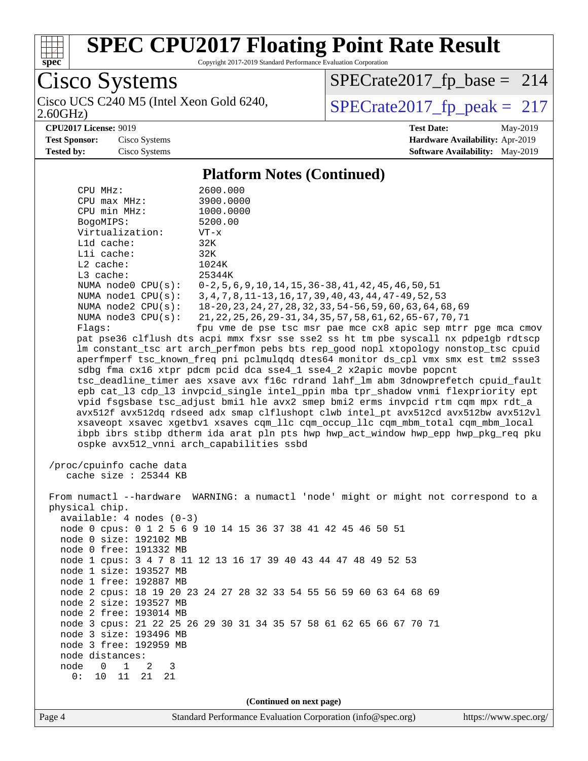# SPEC CPU2017 Floating Point Rate Result

Copyright 2017-2019 Standard Performance Evaluation Corporation

## Cisco Systems

Cisco UCS C240 M5 (Intel Xeon Gold 6240, 2.60GHz)

SPECrate2017_fp_base = 214

SPECrate2017_fp_peak = 217

**CPU2017 License:** 9019
**Test Sponsor:** Cisco Systems
**Tested by:** Cisco Systems

**Test Date:** May-2019
**Hardware Availability:** Apr-2019
**Software Availability:** May-2019

### Platform Notes (Continued)

```
    CPU MHz:                 2600.000
    CPU max MHz:             3900.0000
    CPU min MHz:             1000.0000
    BogoMIPS:                5200.00
    Virtualization:          VT-x
    L1d cache:               32K
    L1i cache:               32K
    L2 cache:                1024K
    L3 cache:                25344K
    NUMA node0 CPU(s):       0-2,5,6,9,10,14,15,36-38,41,42,45,46,50,51
    NUMA node1 CPU(s):       3,4,7,8,11-13,16,17,39,40,43,44,47-49,52,53
    NUMA node2 CPU(s):       18-20,23,24,27,28,32,33,54-56,59,60,63,64,68,69
    NUMA node3 CPU(s):       21,22,25,26,29-31,34,35,57,58,61,62,65-67,70,71
    Flags:                   fpu vme de pse tsc msr pae mce cx8 apic sep mtrr pge mca cmov
    pat pse36 clflush dts acpi mmx fxsr sse sse2 ss ht tm pbe syscall nx pdpe1gb rdtscp
    lm constant_tsc art arch_perfmon pebs bts rep_good nopl xtopology nonstop_tsc cpuid
    aperfmperf tsc_known_freq pni pclmulqdq dtes64 monitor ds_cpl vmx smx est tm2 ssse3
    sdbg fma cx16 xtpr pdcm pcid dca sse4_1 sse4_2 x2apic movbe popcnt
    tsc_deadline_timer aes xsave avx f16c rdrand lahf_lm abm 3dnowprefetch cpuid_fault
    epb cat_l3 cdp_l3 invpcid_single intel_ppin mba tpr_shadow vnmi flexpriority ept
    vpid fsgsbase tsc_adjust bmi1 hle avx2 smep bmi2 erms invpcid rtm cqm mpx rdt_a
    avx512f avx512dq rdseed adx smap clflushopt clwb intel_pt avx512cd avx512bw avx512vl
    xsaveopt xsavec xgetbv1 xsaves cqm_llc cqm_occup_llc cqm_mbm_total cqm_mbm_local
    ibpb ibrs stibp dtherm ida arat pln pts hwp hwp_act_window hwp_epp hwp_pkg_req pku
    ospke avx512_vnni arch_capabilities ssbd

 /proc/cpuinfo cache data
    cache size : 25344 KB

 From numactl --hardware  WARNING: a numactl 'node' might or might not correspond to a
 physical chip.
   available: 4 nodes (0-3)
   node 0 cpus: 0 1 2 5 6 9 10 14 15 36 37 38 41 42 45 46 50 51
   node 0 size: 192102 MB
   node 0 free: 191332 MB
   node 1 cpus: 3 4 7 8 11 12 13 16 17 39 40 43 44 47 48 49 52 53
   node 1 size: 193527 MB
   node 1 free: 192887 MB
   node 2 cpus: 18 19 20 23 24 27 28 32 33 54 55 56 59 60 63 64 68 69
   node 2 size: 193527 MB
   node 2 free: 193014 MB
   node 3 cpus: 21 22 25 26 29 30 31 34 35 57 58 61 62 65 66 67 70 71
   node 3 size: 193496 MB
   node 3 free: 192959 MB
   node distances:
   node   0   1   2   3
     0:  10  11  21  21
```

(Continued on next page)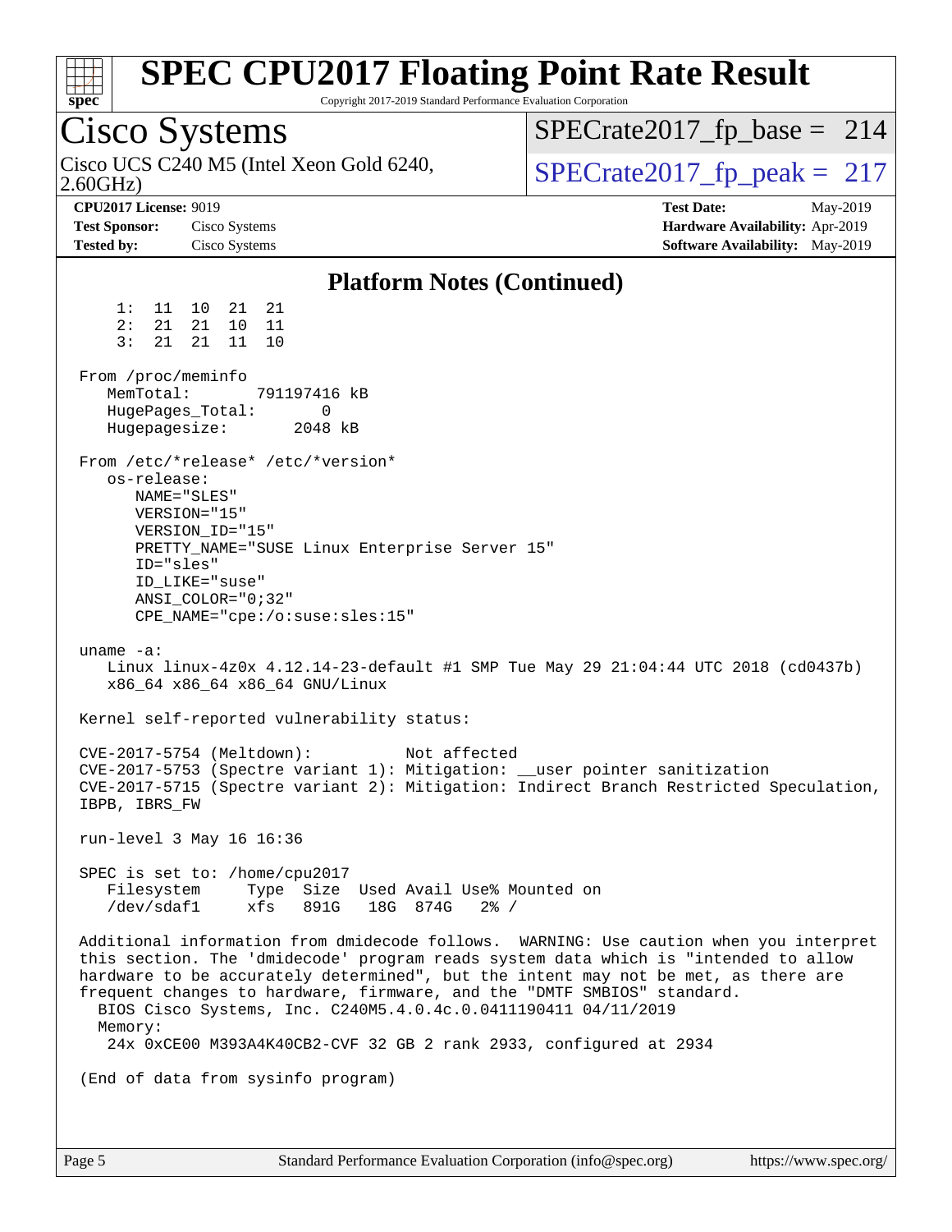# SPEC CPU2017 Floating Point Rate Result

Copyright 2017-2019 Standard Performance Evaluation Corporation

## Cisco Systems

Cisco UCS C240 M5 (Intel Xeon Gold 6240, 2.60GHz)

SPECrate2017_fp_base = 214

SPECrate2017_fp_peak = 217

**CPU2017 License:** 9019
**Test Sponsor:** Cisco Systems
**Tested by:** Cisco Systems

**Test Date:** May-2019
**Hardware Availability:** Apr-2019
**Software Availability:** May-2019

### Platform Notes (Continued)

```
     1:  11  10  21  21
     2:  21  21  10  11
     3:  21  21  11  10

 From /proc/meminfo
    MemTotal:       791197416 kB
    HugePages_Total:       0
    Hugepagesize:       2048 kB

 From /etc/*release* /etc/*version*
    os-release:
       NAME="SLES"
       VERSION="15"
       VERSION_ID="15"
       PRETTY_NAME="SUSE Linux Enterprise Server 15"
       ID="sles"
       ID_LIKE="suse"
       ANSI_COLOR="0;32"
       CPE_NAME="cpe:/o:suse:sles:15"

 uname -a:
    Linux linux-4z0x 4.12.14-23-default #1 SMP Tue May 29 21:04:44 UTC 2018 (cd0437b)
    x86_64 x86_64 x86_64 GNU/Linux

 Kernel self-reported vulnerability status:

 CVE-2017-5754 (Meltdown):          Not affected
 CVE-2017-5753 (Spectre variant 1): Mitigation: __user pointer sanitization
 CVE-2017-5715 (Spectre variant 2): Mitigation: Indirect Branch Restricted Speculation,
 IBPB, IBRS_FW

 run-level 3 May 16 16:36

 SPEC is set to: /home/cpu2017
    Filesystem     Type  Size  Used Avail Use% Mounted on
    /dev/sdaf1     xfs   891G   18G  874G   2% /

 Additional information from dmidecode follows.  WARNING: Use caution when you interpret
 this section. The 'dmidecode' program reads system data which is "intended to allow
 hardware to be accurately determined", but the intent may not be met, as there are
 frequent changes to hardware, firmware, and the "DMTF SMBIOS" standard.
   BIOS Cisco Systems, Inc. C240M5.4.0.4c.0.0411190411 04/11/2019
   Memory:
    24x 0xCE00 M393A4K40CB2-CVF 32 GB 2 rank 2933, configured at 2934

 (End of data from sysinfo program)
```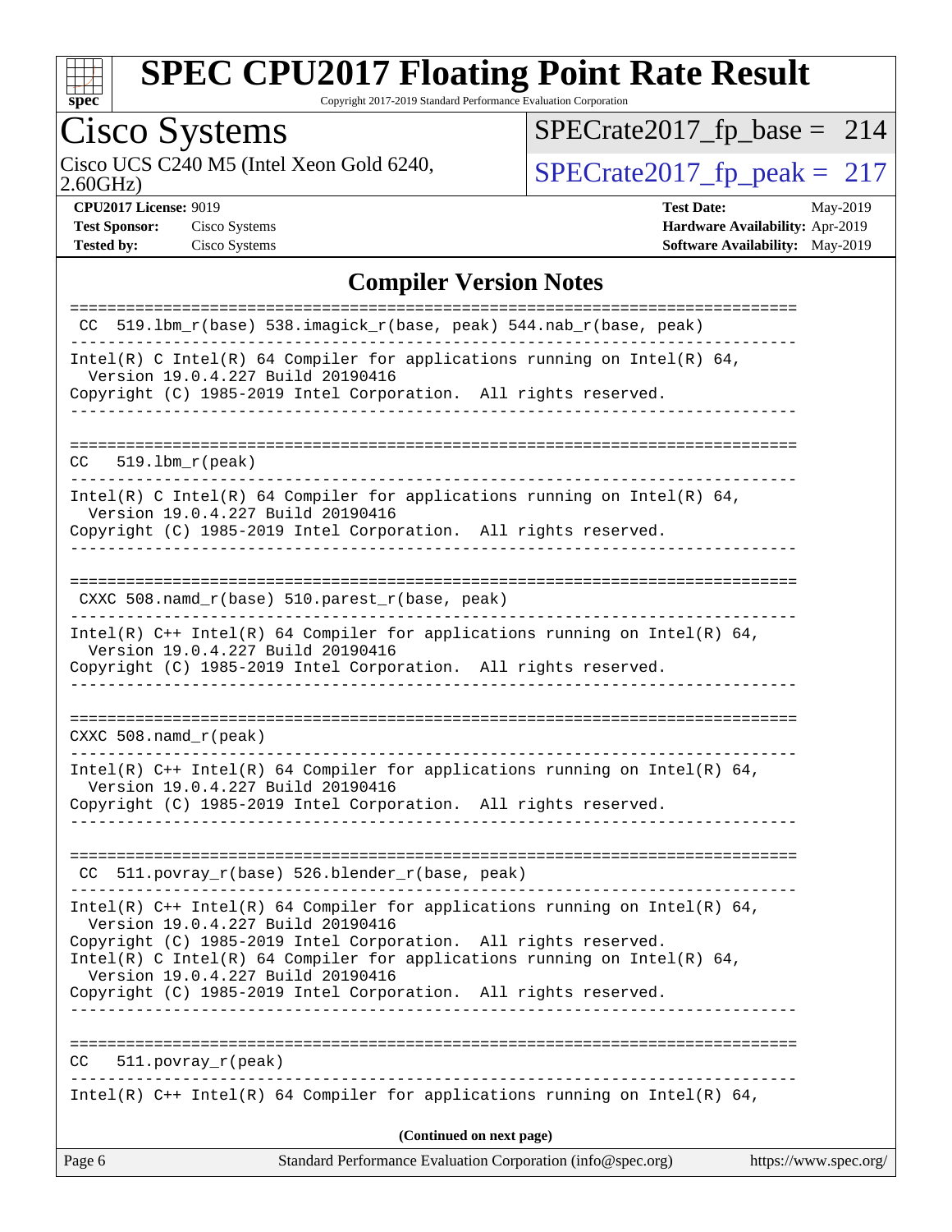# SPEC CPU2017 Floating Point Rate Result

Copyright 2017-2019 Standard Performance Evaluation Corporation

## Cisco Systems

Cisco UCS C240 M5 (Intel Xeon Gold 6240, 2.60GHz)

SPECrate2017_fp_base = 214

SPECrate2017_fp_peak = 217

| | | | |
|---|---|---|---|
| **CPU2017 License:** | 9019 | **Test Date:** | May-2019 |
| **Test Sponsor:** | Cisco Systems | **Hardware Availability:** | Apr-2019 |
| **Tested by:** | Cisco Systems | **Software Availability:** | May-2019 |

## Compiler Version Notes

```
==============================================================================
 CC  519.lbm_r(base) 538.imagick_r(base, peak) 544.nab_r(base, peak)
------------------------------------------------------------------------------
Intel(R) C Intel(R) 64 Compiler for applications running on Intel(R) 64,
  Version 19.0.4.227 Build 20190416
Copyright (C) 1985-2019 Intel Corporation.  All rights reserved.
------------------------------------------------------------------------------

==============================================================================
CC   519.lbm_r(peak)
------------------------------------------------------------------------------
Intel(R) C Intel(R) 64 Compiler for applications running on Intel(R) 64,
  Version 19.0.4.227 Build 20190416
Copyright (C) 1985-2019 Intel Corporation.  All rights reserved.
------------------------------------------------------------------------------

==============================================================================
 CXXC 508.namd_r(base) 510.parest_r(base, peak)
------------------------------------------------------------------------------
Intel(R) C++ Intel(R) 64 Compiler for applications running on Intel(R) 64,
  Version 19.0.4.227 Build 20190416
Copyright (C) 1985-2019 Intel Corporation.  All rights reserved.
------------------------------------------------------------------------------

==============================================================================
CXXC 508.namd_r(peak)
------------------------------------------------------------------------------
Intel(R) C++ Intel(R) 64 Compiler for applications running on Intel(R) 64,
  Version 19.0.4.227 Build 20190416
Copyright (C) 1985-2019 Intel Corporation.  All rights reserved.
------------------------------------------------------------------------------

==============================================================================
 CC  511.povray_r(base) 526.blender_r(base, peak)
------------------------------------------------------------------------------
Intel(R) C++ Intel(R) 64 Compiler for applications running on Intel(R) 64,
  Version 19.0.4.227 Build 20190416
Copyright (C) 1985-2019 Intel Corporation.  All rights reserved.
Intel(R) C Intel(R) 64 Compiler for applications running on Intel(R) 64,
  Version 19.0.4.227 Build 20190416
Copyright (C) 1985-2019 Intel Corporation.  All rights reserved.
------------------------------------------------------------------------------

==============================================================================
CC   511.povray_r(peak)
------------------------------------------------------------------------------
Intel(R) C++ Intel(R) 64 Compiler for applications running on Intel(R) 64,
```

**(Continued on next page)**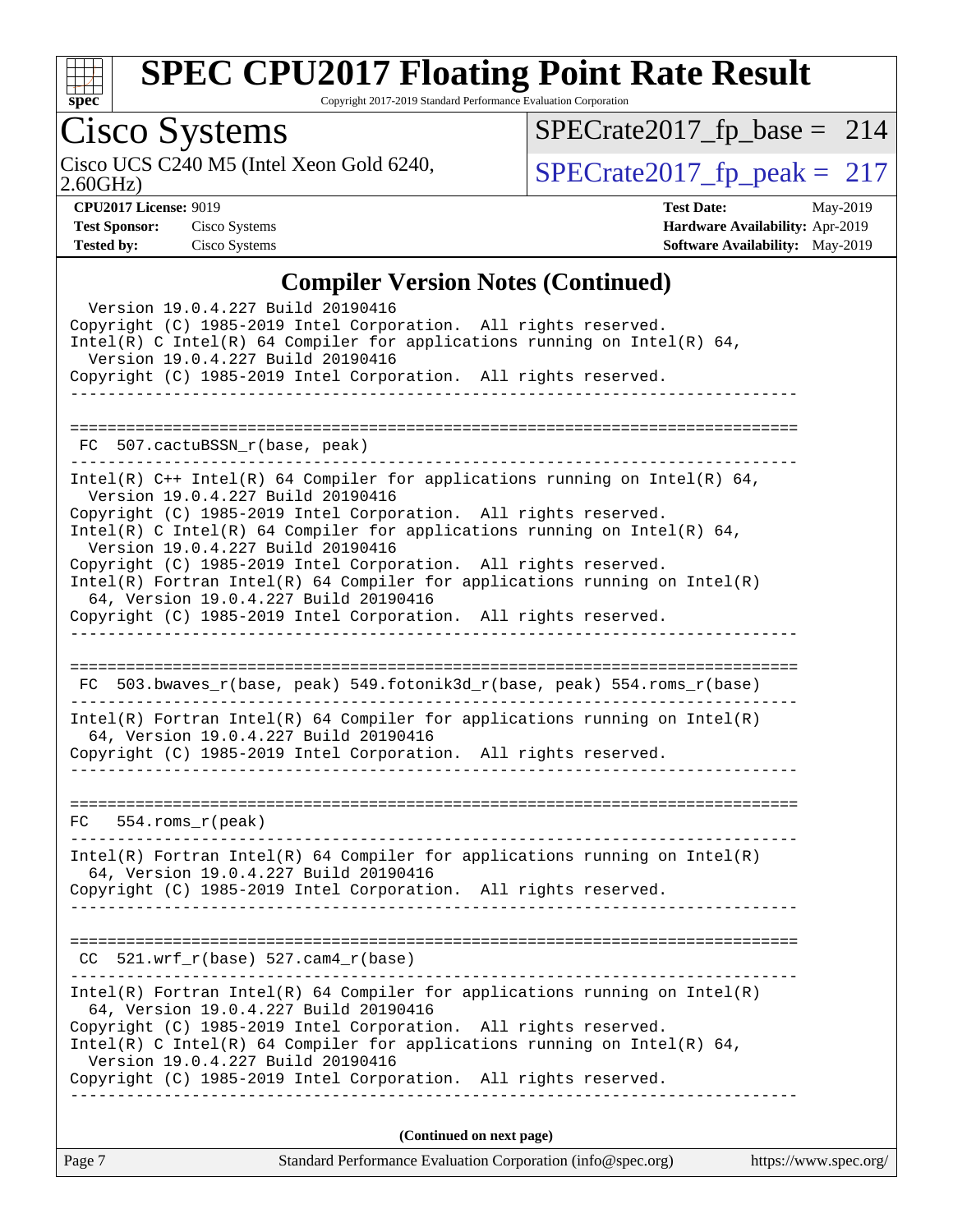# SPEC CPU2017 Floating Point Rate Result

Copyright 2017-2019 Standard Performance Evaluation Corporation

**Cisco Systems**

Cisco UCS C240 M5 (Intel Xeon Gold 6240, 2.60GHz)

SPECrate2017_fp_base = 214

SPECrate2017_fp_peak = 217

**CPU2017 License:** 9019
**Test Sponsor:** Cisco Systems
**Tested by:** Cisco Systems

**Test Date:** May-2019
**Hardware Availability:** Apr-2019
**Software Availability:** May-2019

## Compiler Version Notes (Continued)

```
  Version 19.0.4.227 Build 20190416
Copyright (C) 1985-2019 Intel Corporation.  All rights reserved.
Intel(R) C Intel(R) 64 Compiler for applications running on Intel(R) 64,
  Version 19.0.4.227 Build 20190416
Copyright (C) 1985-2019 Intel Corporation.  All rights reserved.
------------------------------------------------------------------------------

==============================================================================
 FC  507.cactuBSSN_r(base, peak)
------------------------------------------------------------------------------
Intel(R) C++ Intel(R) 64 Compiler for applications running on Intel(R) 64,
  Version 19.0.4.227 Build 20190416
Copyright (C) 1985-2019 Intel Corporation.  All rights reserved.
Intel(R) C Intel(R) 64 Compiler for applications running on Intel(R) 64,
  Version 19.0.4.227 Build 20190416
Copyright (C) 1985-2019 Intel Corporation.  All rights reserved.
Intel(R) Fortran Intel(R) 64 Compiler for applications running on Intel(R)
  64, Version 19.0.4.227 Build 20190416
Copyright (C) 1985-2019 Intel Corporation.  All rights reserved.
------------------------------------------------------------------------------

==============================================================================
 FC  503.bwaves_r(base, peak) 549.fotonik3d_r(base, peak) 554.roms_r(base)
------------------------------------------------------------------------------
Intel(R) Fortran Intel(R) 64 Compiler for applications running on Intel(R)
  64, Version 19.0.4.227 Build 20190416
Copyright (C) 1985-2019 Intel Corporation.  All rights reserved.
------------------------------------------------------------------------------

==============================================================================
 FC   554.roms_r(peak)
------------------------------------------------------------------------------
Intel(R) Fortran Intel(R) 64 Compiler for applications running on Intel(R)
  64, Version 19.0.4.227 Build 20190416
Copyright (C) 1985-2019 Intel Corporation.  All rights reserved.
------------------------------------------------------------------------------

==============================================================================
 CC  521.wrf_r(base) 527.cam4_r(base)
------------------------------------------------------------------------------
Intel(R) Fortran Intel(R) 64 Compiler for applications running on Intel(R)
  64, Version 19.0.4.227 Build 20190416
Copyright (C) 1985-2019 Intel Corporation.  All rights reserved.
Intel(R) C Intel(R) 64 Compiler for applications running on Intel(R) 64,
  Version 19.0.4.227 Build 20190416
Copyright (C) 1985-2019 Intel Corporation.  All rights reserved.
------------------------------------------------------------------------------
```

**(Continued on next page)**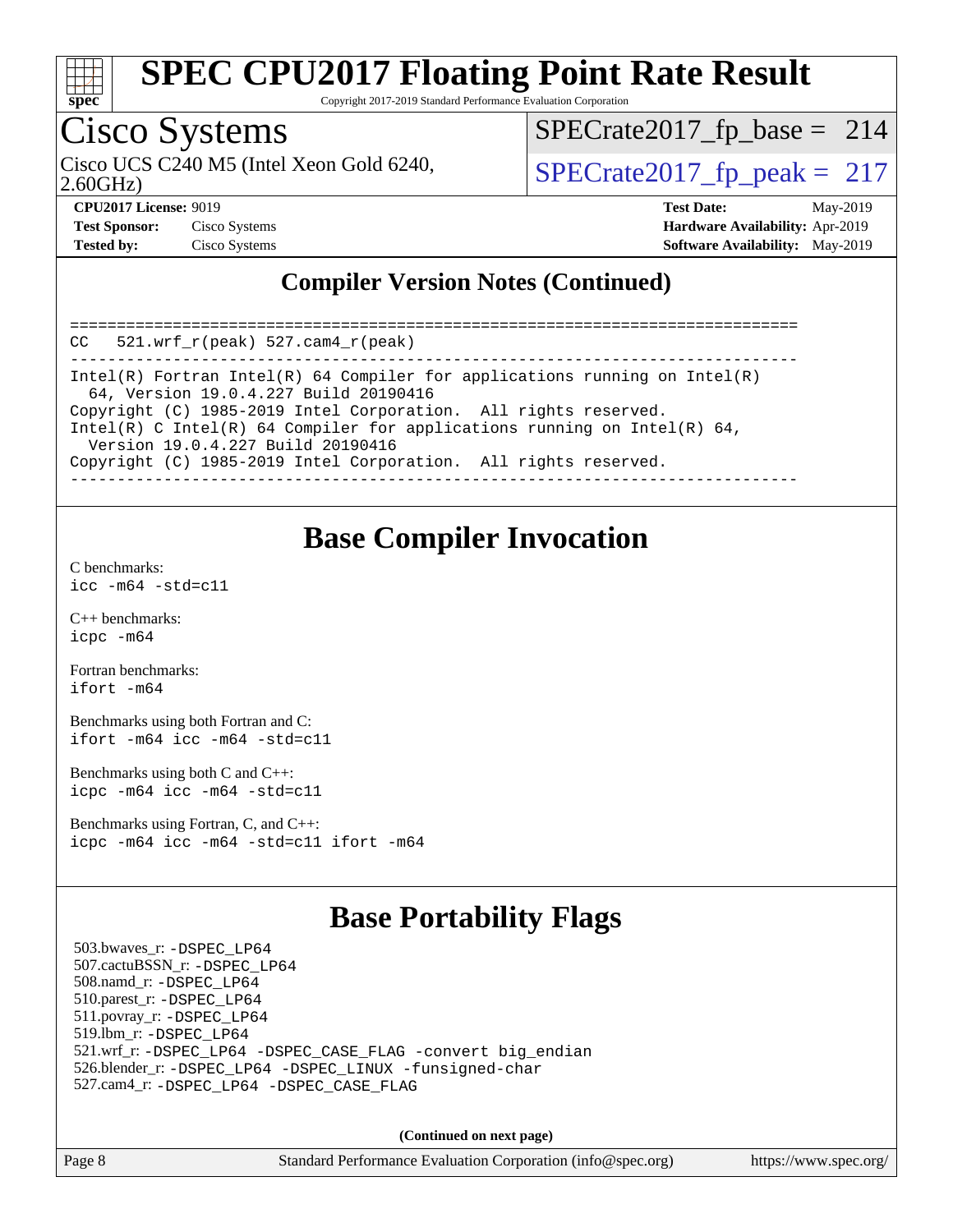## Compiler Version Notes (Continued)

```
==============================================================================
CC   521.wrf_r(peak) 527.cam4_r(peak)
------------------------------------------------------------------------------
Intel(R) Fortran Intel(R) 64 Compiler for applications running on Intel(R)
  64, Version 19.0.4.227 Build 20190416
Copyright (C) 1985-2019 Intel Corporation.  All rights reserved.
Intel(R) C Intel(R) 64 Compiler for applications running on Intel(R) 64,
  Version 19.0.4.227 Build 20190416
Copyright (C) 1985-2019 Intel Corporation.  All rights reserved.
------------------------------------------------------------------------------
```

## Base Compiler Invocation

C benchmarks:
`icc -m64 -std=c11`

C++ benchmarks:
`icpc -m64`

Fortran benchmarks:
`ifort -m64`

Benchmarks using both Fortran and C:
`ifort -m64 icc -m64 -std=c11`

Benchmarks using both C and C++:
`icpc -m64 icc -m64 -std=c11`

Benchmarks using Fortran, C, and C++:
`icpc -m64 icc -m64 -std=c11 ifort -m64`

## Base Portability Flags

503.bwaves_r: `-DSPEC_LP64`
507.cactuBSSN_r: `-DSPEC_LP64`
508.namd_r: `-DSPEC_LP64`
510.parest_r: `-DSPEC_LP64`
511.povray_r: `-DSPEC_LP64`
519.lbm_r: `-DSPEC_LP64`
521.wrf_r: `-DSPEC_LP64 -DSPEC_CASE_FLAG -convert big_endian`
526.blender_r: `-DSPEC_LP64 -DSPEC_LINUX -funsigned-char`
527.cam4_r: `-DSPEC_LP64 -DSPEC_CASE_FLAG`

**(Continued on next page)**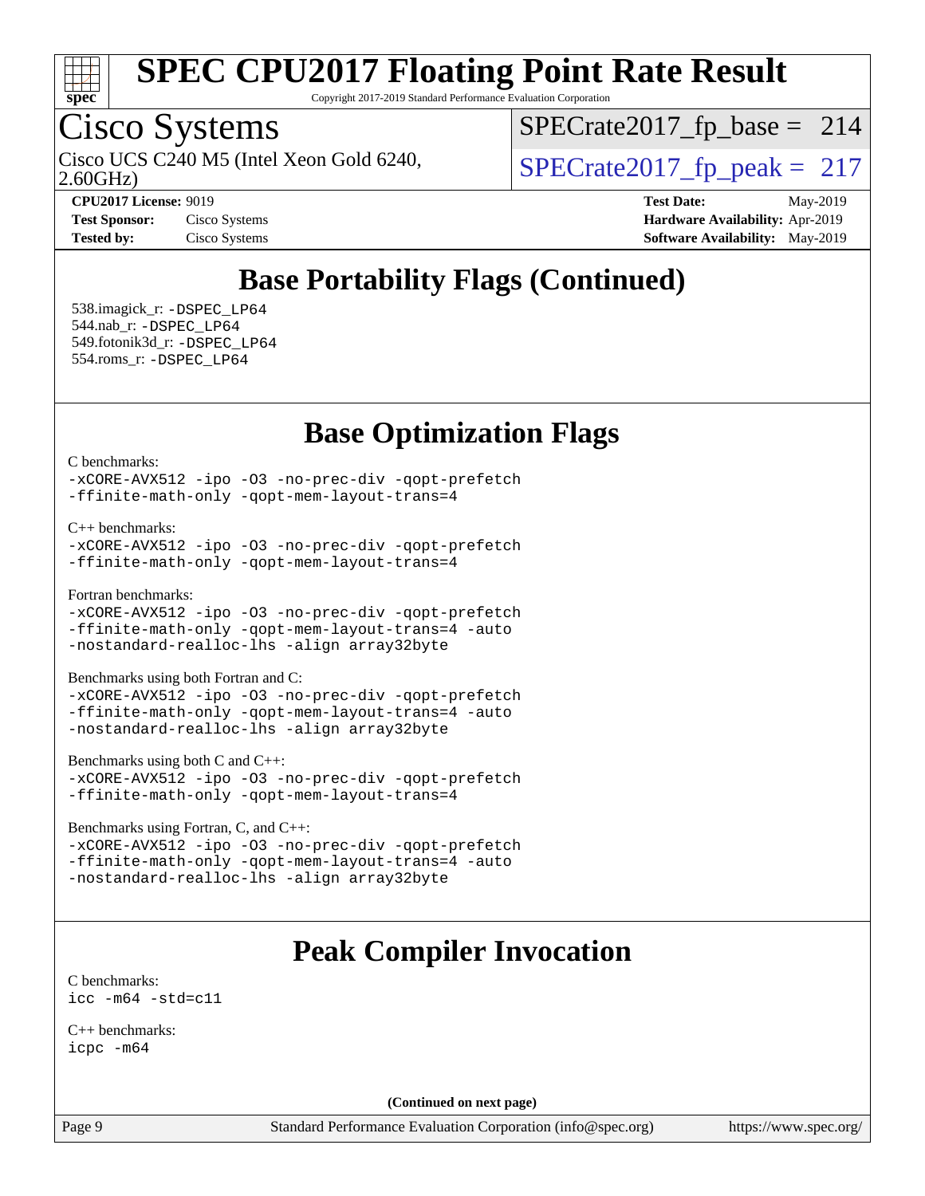## Base Portability Flags (Continued)

538.imagick_r: `-DSPEC_LP64`
544.nab_r: `-DSPEC_LP64`
549.fotonik3d_r: `-DSPEC_LP64`
554.roms_r: `-DSPEC_LP64`

## Base Optimization Flags

C benchmarks:

```
-xCORE-AVX512 -ipo -O3 -no-prec-div -qopt-prefetch
-ffinite-math-only -qopt-mem-layout-trans=4
```

C++ benchmarks:

```
-xCORE-AVX512 -ipo -O3 -no-prec-div -qopt-prefetch
-ffinite-math-only -qopt-mem-layout-trans=4
```

Fortran benchmarks:

```
-xCORE-AVX512 -ipo -O3 -no-prec-div -qopt-prefetch
-ffinite-math-only -qopt-mem-layout-trans=4 -auto
-nostandard-realloc-lhs -align array32byte
```

Benchmarks using both Fortran and C:

```
-xCORE-AVX512 -ipo -O3 -no-prec-div -qopt-prefetch
-ffinite-math-only -qopt-mem-layout-trans=4 -auto
-nostandard-realloc-lhs -align array32byte
```

Benchmarks using both C and C++:

```
-xCORE-AVX512 -ipo -O3 -no-prec-div -qopt-prefetch
-ffinite-math-only -qopt-mem-layout-trans=4
```

Benchmarks using Fortran, C, and C++:

```
-xCORE-AVX512 -ipo -O3 -no-prec-div -qopt-prefetch
-ffinite-math-only -qopt-mem-layout-trans=4 -auto
-nostandard-realloc-lhs -align array32byte
```

## Peak Compiler Invocation

C benchmarks:

```
icc -m64 -std=c11
```

C++ benchmarks:

```
icpc -m64
```

**(Continued on next page)**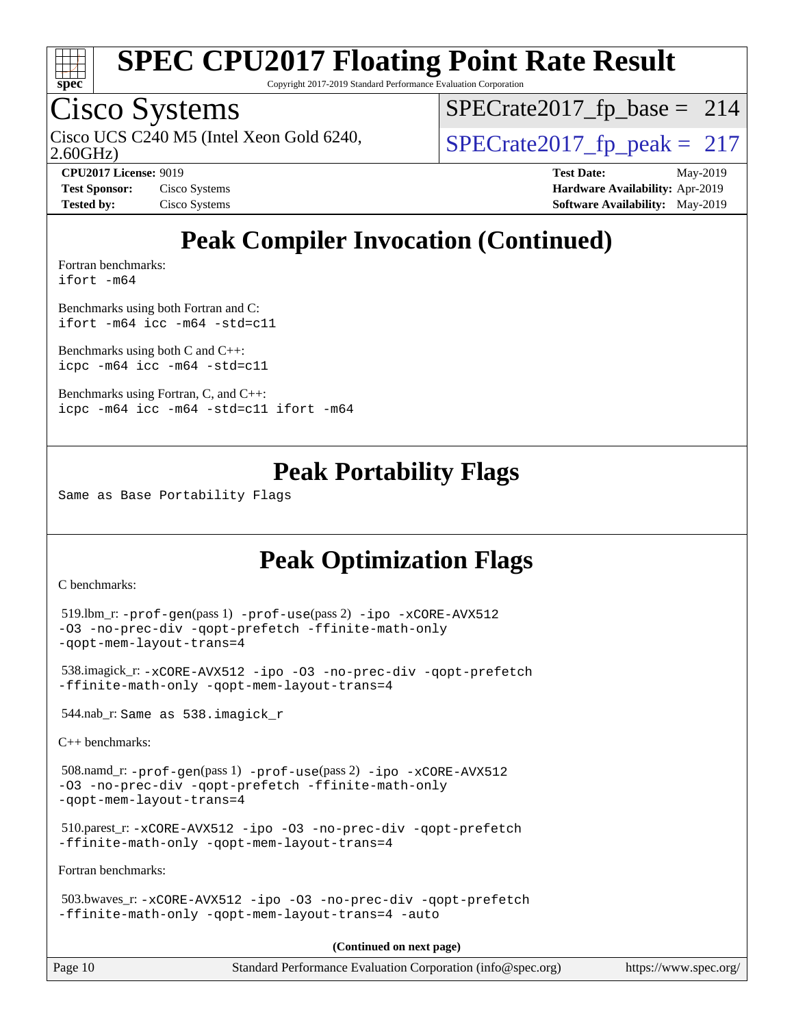# Peak Compiler Invocation (Continued)

Fortran benchmarks:
```
ifort -m64
```

Benchmarks using both Fortran and C:
```
ifort -m64 icc -m64 -std=c11
```

Benchmarks using both C and C++:
```
icpc -m64 icc -m64 -std=c11
```

Benchmarks using Fortran, C, and C++:
```
icpc -m64 icc -m64 -std=c11 ifort -m64
```

# Peak Portability Flags

Same as Base Portability Flags

# Peak Optimization Flags

C benchmarks:

519.lbm_r: `-prof-gen`(pass 1) `-prof-use`(pass 2) `-ipo -xCORE-AVX512 -O3 -no-prec-div -qopt-prefetch -ffinite-math-only -qopt-mem-layout-trans=4`

538.imagick_r: `-xCORE-AVX512 -ipo -O3 -no-prec-div -qopt-prefetch -ffinite-math-only -qopt-mem-layout-trans=4`

544.nab_r: Same as 538.imagick_r

C++ benchmarks:

508.namd_r: `-prof-gen`(pass 1) `-prof-use`(pass 2) `-ipo -xCORE-AVX512 -O3 -no-prec-div -qopt-prefetch -ffinite-math-only -qopt-mem-layout-trans=4`

510.parest_r: `-xCORE-AVX512 -ipo -O3 -no-prec-div -qopt-prefetch -ffinite-math-only -qopt-mem-layout-trans=4`

Fortran benchmarks:

503.bwaves_r: `-xCORE-AVX512 -ipo -O3 -no-prec-div -qopt-prefetch -ffinite-math-only -qopt-mem-layout-trans=4 -auto`

**(Continued on next page)**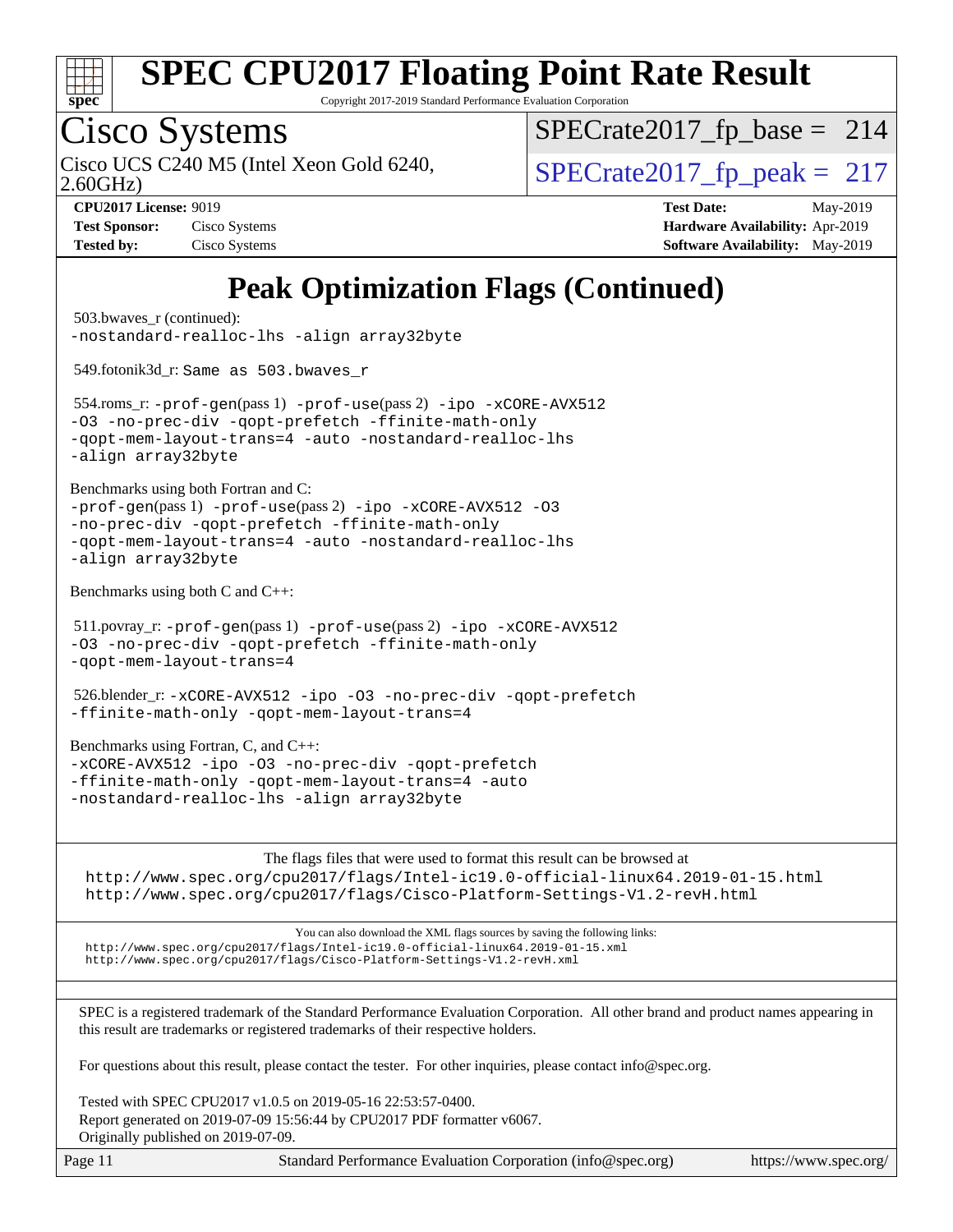# SPEC CPU2017 Floating Point Rate Result

Copyright 2017-2019 Standard Performance Evaluation Corporation

## Cisco Systems

Cisco UCS C240 M5 (Intel Xeon Gold 6240, 2.60GHz)

SPECrate2017_fp_base = 214

SPECrate2017_fp_peak = 217

**CPU2017 License:** 9019
**Test Sponsor:** Cisco Systems
**Tested by:** Cisco Systems

**Test Date:** May-2019
**Hardware Availability:** Apr-2019
**Software Availability:** May-2019

## Peak Optimization Flags (Continued)

503.bwaves_r (continued):
`-nostandard-realloc-lhs -align array32byte`

549.fotonik3d_r: Same as 503.bwaves_r

554.roms_r: `-prof-gen`(pass 1) `-prof-use`(pass 2) `-ipo -xCORE-AVX512 -O3 -no-prec-div -qopt-prefetch -ffinite-math-only -qopt-mem-layout-trans=4 -auto -nostandard-realloc-lhs -align array32byte`

Benchmarks using both Fortran and C:
`-prof-gen`(pass 1) `-prof-use`(pass 2) `-ipo -xCORE-AVX512 -O3 -no-prec-div -qopt-prefetch -ffinite-math-only -qopt-mem-layout-trans=4 -auto -nostandard-realloc-lhs -align array32byte`

Benchmarks using both C and C++:

511.povray_r: `-prof-gen`(pass 1) `-prof-use`(pass 2) `-ipo -xCORE-AVX512 -O3 -no-prec-div -qopt-prefetch -ffinite-math-only -qopt-mem-layout-trans=4`

526.blender_r: `-xCORE-AVX512 -ipo -O3 -no-prec-div -qopt-prefetch -ffinite-math-only -qopt-mem-layout-trans=4`

Benchmarks using Fortran, C, and C++:
`-xCORE-AVX512 -ipo -O3 -no-prec-div -qopt-prefetch -ffinite-math-only -qopt-mem-layout-trans=4 -auto -nostandard-realloc-lhs -align array32byte`

The flags files that were used to format this result can be browsed at
http://www.spec.org/cpu2017/flags/Intel-ic19.0-official-linux64.2019-01-15.html
http://www.spec.org/cpu2017/flags/Cisco-Platform-Settings-V1.2-revH.html

You can also download the XML flags sources by saving the following links:
http://www.spec.org/cpu2017/flags/Intel-ic19.0-official-linux64.2019-01-15.xml
http://www.spec.org/cpu2017/flags/Cisco-Platform-Settings-V1.2-revH.xml

SPEC is a registered trademark of the Standard Performance Evaluation Corporation. All other brand and product names appearing in this result are trademarks or registered trademarks of their respective holders.

For questions about this result, please contact the tester. For other inquiries, please contact info@spec.org.

Tested with SPEC CPU2017 v1.0.5 on 2019-05-16 22:53:57-0400.
Report generated on 2019-07-09 15:56:44 by CPU2017 PDF formatter v6067.
Originally published on 2019-07-09.